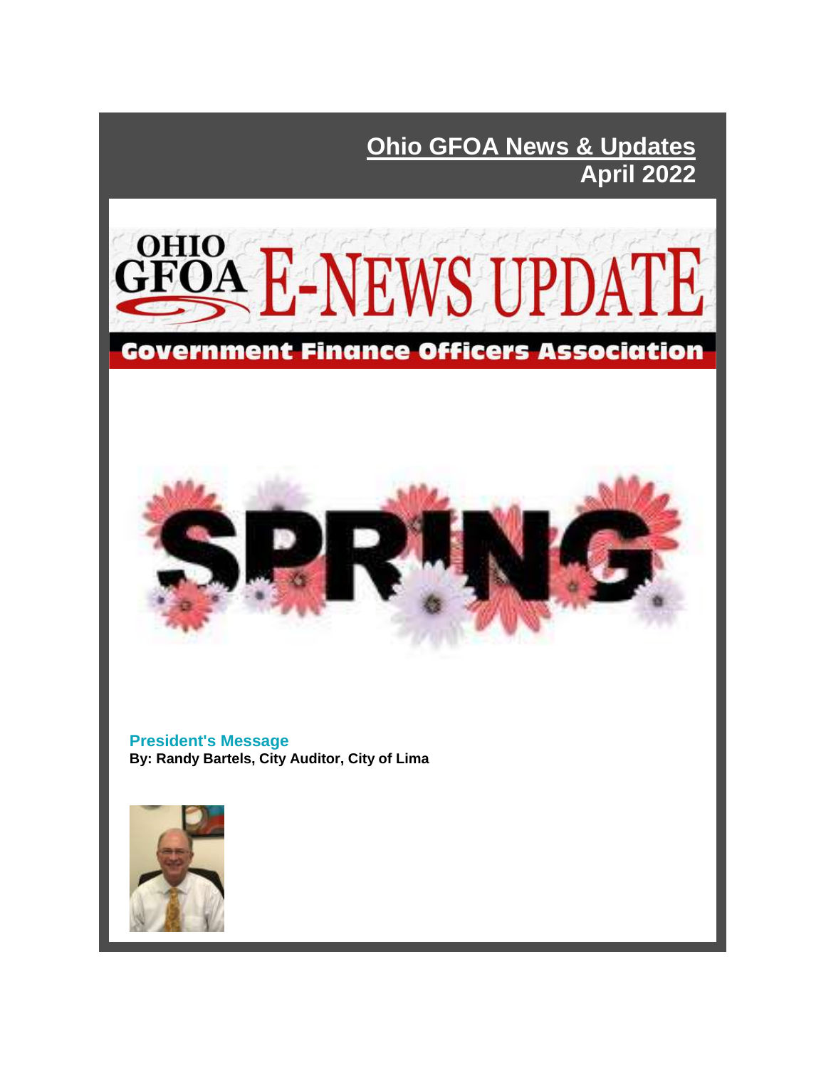# Ohio GFOA News & Updates
## April 2022

OHIO GFOA E-NEWS UPDATE

Government Finance Officers Association

SPRING

### President's Message

**By: Randy Bartels, City Auditor, City of Lima**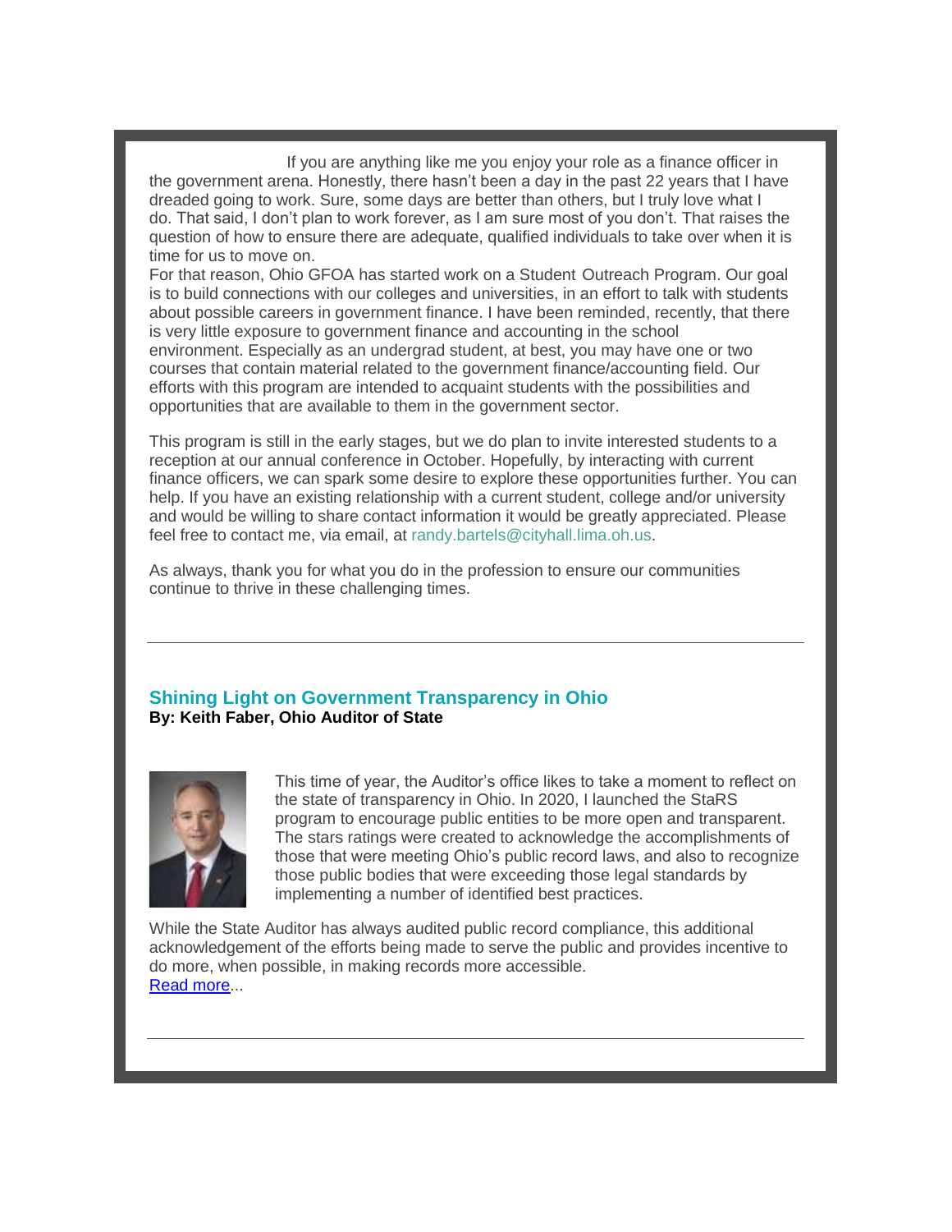If you are anything like me you enjoy your role as a finance officer in the government arena. Honestly, there hasn't been a day in the past 22 years that I have dreaded going to work. Sure, some days are better than others, but I truly love what I do. That said, I don't plan to work forever, as I am sure most of you don't. That raises the question of how to ensure there are adequate, qualified individuals to take over when it is time for us to move on.

For that reason, Ohio GFOA has started work on a Student Outreach Program. Our goal is to build connections with our colleges and universities, in an effort to talk with students about possible careers in government finance. I have been reminded, recently, that there is very little exposure to government finance and accounting in the school environment. Especially as an undergrad student, at best, you may have one or two courses that contain material related to the government finance/accounting field. Our efforts with this program are intended to acquaint students with the possibilities and opportunities that are available to them in the government sector.

This program is still in the early stages, but we do plan to invite interested students to a reception at our annual conference in October. Hopefully, by interacting with current finance officers, we can spark some desire to explore these opportunities further. You can help. If you have an existing relationship with a current student, college and/or university and would be willing to share contact information it would be greatly appreciated. Please feel free to contact me, via email, at randy.bartels@cityhall.lima.oh.us.

As always, thank you for what you do in the profession to ensure our communities continue to thrive in these challenging times.

---

## Shining Light on Government Transparency in Ohio

**By: Keith Faber, Ohio Auditor of State**

This time of year, the Auditor's office likes to take a moment to reflect on the state of transparency in Ohio. In 2020, I launched the StaRS program to encourage public entities to be more open and transparent. The stars ratings were created to acknowledge the accomplishments of those that were meeting Ohio's public record laws, and also to recognize those public bodies that were exceeding those legal standards by implementing a number of identified best practices.

While the State Auditor has always audited public record compliance, this additional acknowledgement of the efforts being made to serve the public and provides incentive to do more, when possible, in making records more accessible.
Read more...

---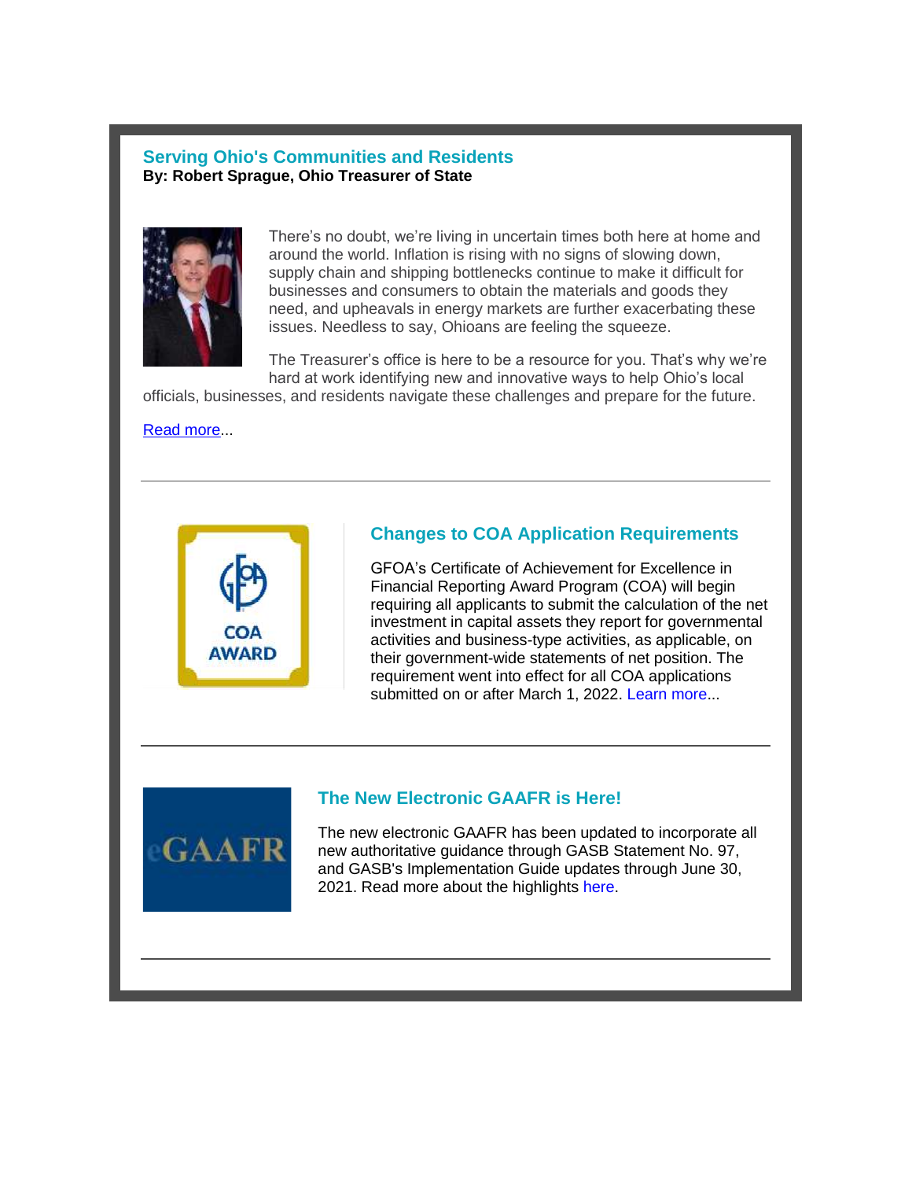## Serving Ohio's Communities and Residents

**By: Robert Sprague, Ohio Treasurer of State**

There's no doubt, we're living in uncertain times both here at home and around the world. Inflation is rising with no signs of slowing down, supply chain and shipping bottlenecks continue to make it difficult for businesses and consumers to obtain the materials and goods they need, and upheavals in energy markets are further exacerbating these issues. Needless to say, Ohioans are feeling the squeeze.

The Treasurer's office is here to be a resource for you. That's why we're hard at work identifying new and innovative ways to help Ohio's local officials, businesses, and residents navigate these challenges and prepare for the future.

Read more...

---

## Changes to COA Application Requirements

GFOA's Certificate of Achievement for Excellence in Financial Reporting Award Program (COA) will begin requiring all applicants to submit the calculation of the net investment in capital assets they report for governmental activities and business-type activities, as applicable, on their government-wide statements of net position. The requirement went into effect for all COA applications submitted on or after March 1, 2022. Learn more...

---

## The New Electronic GAAFR is Here!

The new electronic GAAFR has been updated to incorporate all new authoritative guidance through GASB Statement No. 97, and GASB's Implementation Guide updates through June 30, 2021. Read more about the highlights here.

---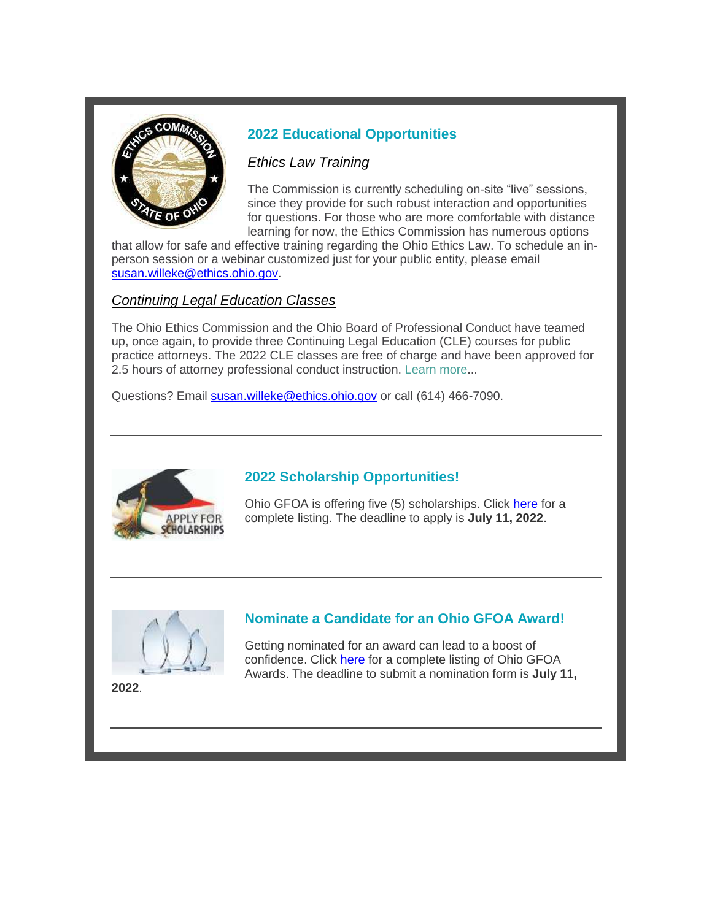## 2022 Educational Opportunities

*Ethics Law Training*

The Commission is currently scheduling on-site "live" sessions, since they provide for such robust interaction and opportunities for questions. For those who are more comfortable with distance learning for now, the Ethics Commission has numerous options that allow for safe and effective training regarding the Ohio Ethics Law. To schedule an in-person session or a webinar customized just for your public entity, please email susan.willeke@ethics.ohio.gov.

*Continuing Legal Education Classes*

The Ohio Ethics Commission and the Ohio Board of Professional Conduct have teamed up, once again, to provide three Continuing Legal Education (CLE) courses for public practice attorneys. The 2022 CLE classes are free of charge and have been approved for 2.5 hours of attorney professional conduct instruction. Learn more...

Questions? Email susan.willeke@ethics.ohio.gov or call (614) 466-7090.

---

## 2022 Scholarship Opportunities!

Ohio GFOA is offering five (5) scholarships. Click here for a complete listing. The deadline to apply is **July 11, 2022**.

---

## Nominate a Candidate for an Ohio GFOA Award!

Getting nominated for an award can lead to a boost of confidence. Click here for a complete listing of Ohio GFOA Awards. The deadline to submit a nomination form is **July 11, 2022**.

---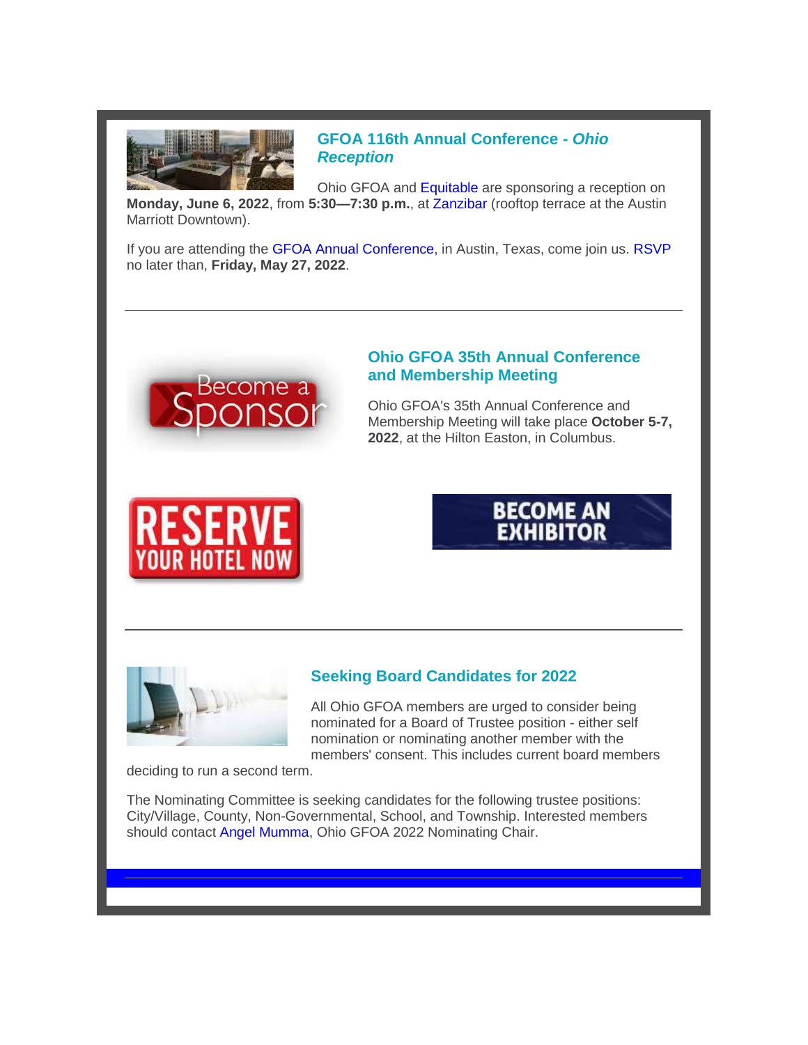## GFOA 116th Annual Conference - *Ohio Reception*

Ohio GFOA and Equitable are sponsoring a reception on **Monday, June 6, 2022**, from **5:30—7:30 p.m.**, at Zanzibar (rooftop terrace at the Austin Marriott Downtown).

If you are attending the GFOA Annual Conference, in Austin, Texas, come join us. RSVP no later than, **Friday, May 27, 2022**.

---

## Ohio GFOA 35th Annual Conference and Membership Meeting

Ohio GFOA's 35th Annual Conference and Membership Meeting will take place **October 5-7, 2022**, at the Hilton Easton, in Columbus.

---

## Seeking Board Candidates for 2022

All Ohio GFOA members are urged to consider being nominated for a Board of Trustee position - either self nomination or nominating another member with the members' consent. This includes current board members deciding to run a second term.

The Nominating Committee is seeking candidates for the following trustee positions: City/Village, County, Non-Governmental, School, and Township. Interested members should contact Angel Mumma, Ohio GFOA 2022 Nominating Chair.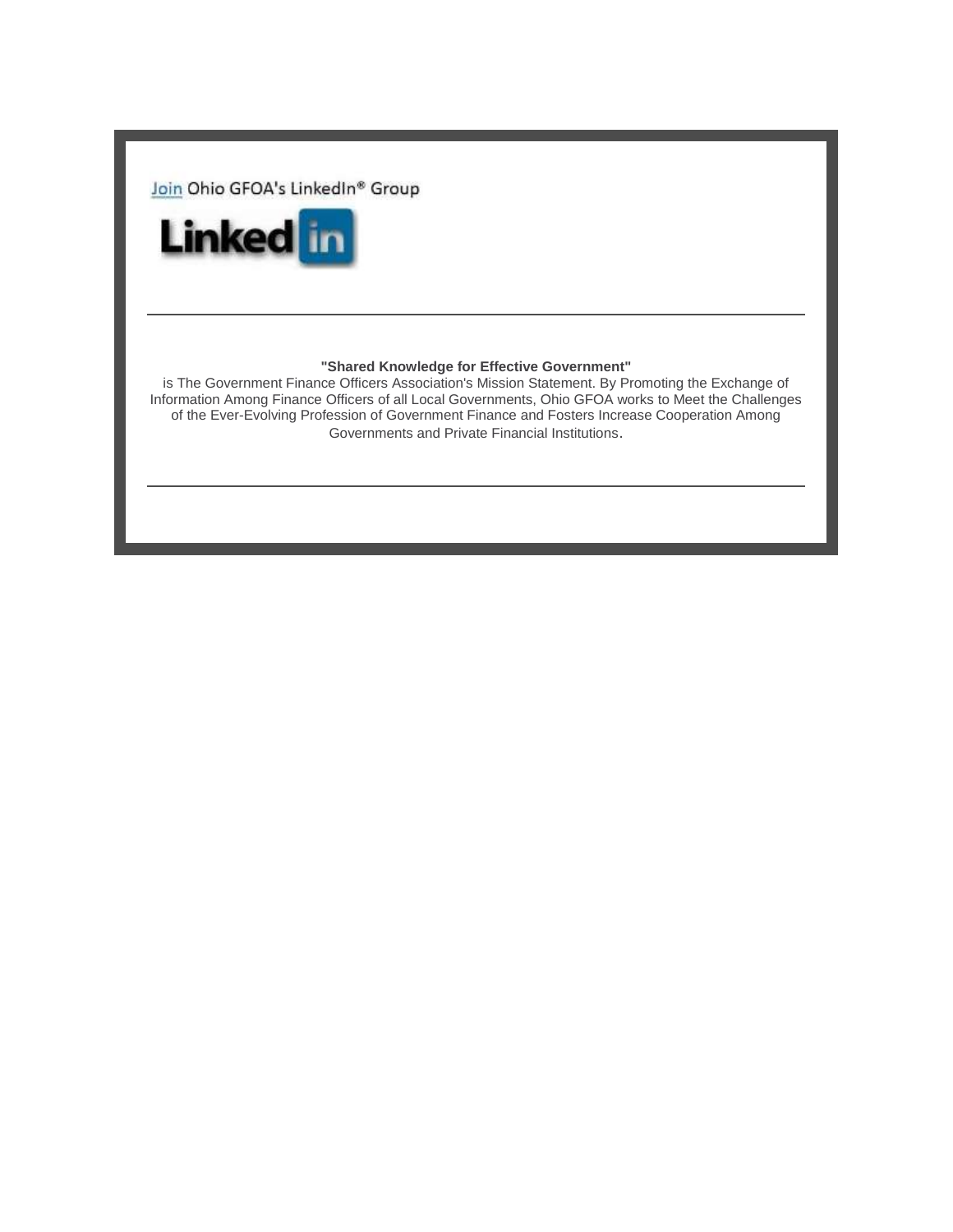Join Ohio GFOA's LinkedIn® Group

Linked in

---

**"Shared Knowledge for Effective Government"**
is The Government Finance Officers Association's Mission Statement. By Promoting the Exchange of Information Among Finance Officers of all Local Governments, Ohio GFOA works to Meet the Challenges of the Ever-Evolving Profession of Government Finance and Fosters Increase Cooperation Among Governments and Private Financial Institutions.

---